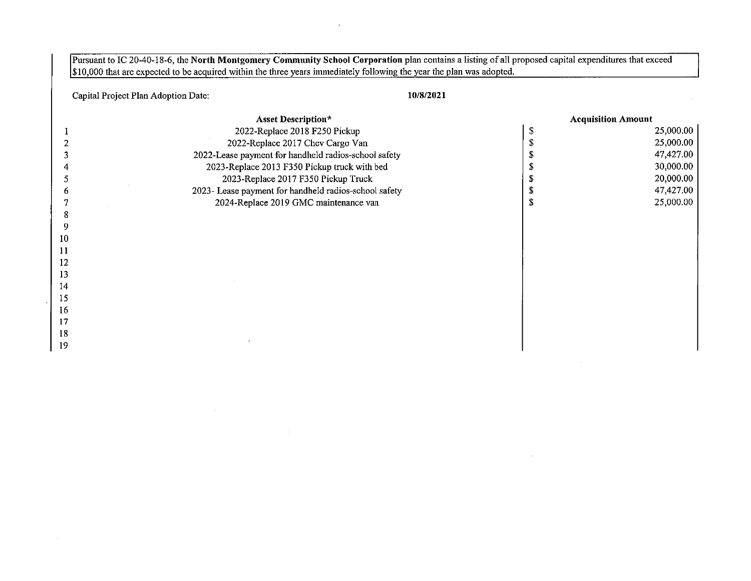Pursuant to IC 20-40-18-6, the **North Montgomery Community School Corporation** plan contains a listing of all proposed capital expenditures that exceed $10,000 that are expected to be acquired within the three years immediately following the year the plan was adopted.

Capital Project Plan Adoption Date: **10/8/2021**

| | Asset Description* | Acquisition Amount |
|---|---|---|
| 1 | 2022-Replace 2018 F250 Pickup | $ 25,000.00 |
| 2 | 2022-Replace 2017 Chev Cargo Van | $ 25,000.00 |
| 3 | 2022-Lease payment for handheld radios-school safety | $ 47,427.00 |
| 4 | 2023-Replace 2013 F350 Pickup truck with bed | $ 30,000.00 |
| 5 | 2023-Replace 2017 F350 Pickup Truck | $ 20,000.00 |
| 6 | 2023- Lease payment for handheld radios-school safety | $ 47,427.00 |
| 7 | 2024-Replace 2019 GMC maintenance van | $ 25,000.00 |
| 8 | | |
| 9 | | |
| 10 | | |
| 11 | | |
| 12 | | |
| 13 | | |
| 14 | | |
| 15 | | |
| 16 | | |
| 17 | | |
| 18 | | |
| 19 | | |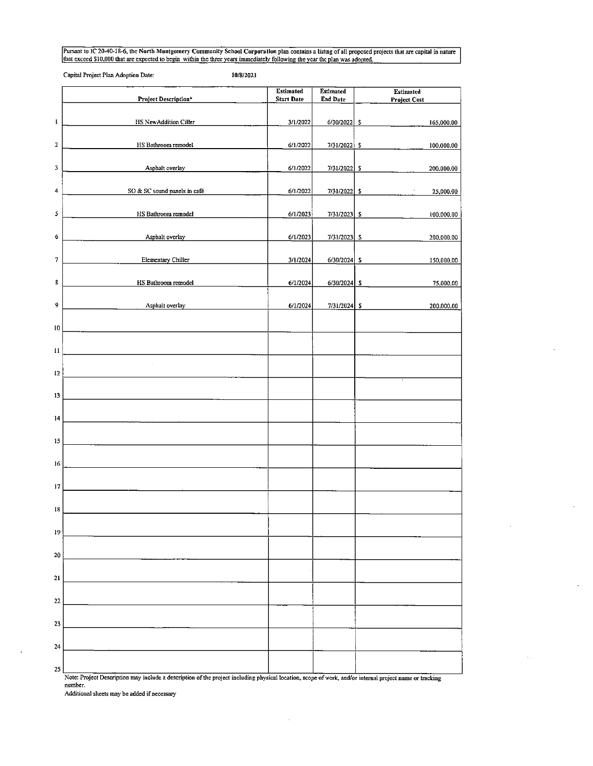Pursuant to IC 20-40-18-6, the **North Montgomery Community School Corporation** plan contains a listing of all proposed projects that are capital in nature that exceed $10,000 that are expected to begin within the three years immediately following the year the plan was adopted.

Capital Project Plan Adoption Date: **10/8/2021**

| | Project Description* | Estimated Start Date | Estimated End Date | Estimated Project Cost |
|---|---|---|---|---|
| 1 | HS NewAddition Ciller | 3/1/2022 | 6/30/2022 | $ 165,000.00 |
| 2 | HS Bathroom remodel | 6/1/2022 | 7/31/2022 | $ 100,000.00 |
| 3 | Asphalt overlay | 6/1/2022 | 7/31/2022 | $ 200,000.00 |
| 4 | SO & SC sound panels in café | 6/1/2022 | 7/31/2022 | $ 25,000.00 |
| 5 | HS Bathroom remodel | 6/1/2023 | 7/31/2023 | $ 100,000.00 |
| 6 | Asphalt overlay | 6/1/2023 | 7/31/2023 | $ 200,000.00 |
| 7 | Elementary Chiller | 3/1/2024 | 6/30/2024 | $ 150,000.00 |
| 8 | HS Bathroom remodel | 6/1/2024 | 6/30/2024 | $ 75,000.00 |
| 9 | Asphalt overlay | 6/1/2024 | 7/31/2024 | $ 200,000.00 |
| 10 | | | | |
| 11 | | | | |
| 12 | | | | |
| 13 | | | | |
| 14 | | | | |
| 15 | | | | |
| 16 | | | | |
| 17 | | | | |
| 18 | | | | |
| 19 | | | | |
| 20 | | | | |
| 21 | | | | |
| 22 | | | | |
| 23 | | | | |
| 24 | | | | |
| 25 | | | | |

Note: Project Description may include a description of the project including physical location, scope of work, and/or internal project name or tracking number.

Additional sheets may be added if necessary